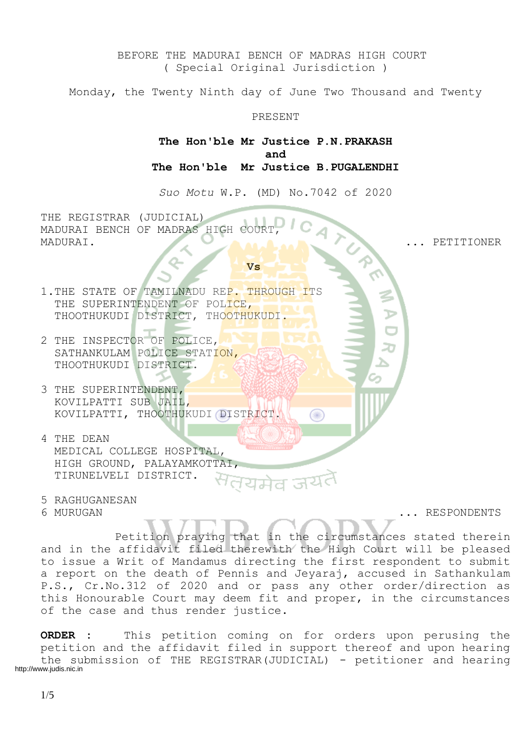BEFORE THE MADURAI BENCH OF MADRAS HIGH COURT
( Special Original Jurisdiction )

Monday, the Twenty Ninth day of June Two Thousand and Twenty

PRESENT

**The Hon'ble Mr Justice P.N.PRAKASH**
**and**
**The Hon'ble Mr Justice B.PUGALENDHI**

*Suo Motu* W.P. (MD) No.7042 of 2020

THE REGISTRAR (JUDICIAL)
MADURAI BENCH OF MADRAS HIGH COURT,
MADURAI. ... PETITIONER

**Vs**

1.THE STATE OF TAMILNADU REP. THROUGH ITS
THE SUPERINTENDENT OF POLICE,
THOOTHUKUDI DISTRICT, THOOTHUKUDI.

2 THE INSPECTOR OF POLICE,
SATHANKULAM POLICE STATION,
THOOTHUKUDI DISTRICT.

3 THE SUPERINTENDENT,
KOVILPATTI SUB JAIL,
KOVILPATTI, THOOTHUKUDI DISTRICT.

4 THE DEAN
MEDICAL COLLEGE HOSPITAL,
HIGH GROUND, PALAYAMKOTTAI,
TIRUNELVELI DISTRICT.

5 RAGHUGANESAN
6 MURUGAN ... RESPONDENTS

Petition praying that in the circumstances stated therein and in the affidavit filed therewith the High Court will be pleased to issue a Writ of Mandamus directing the first respondent to submit a report on the death of Pennis and Jeyaraj, accused in Sathankulam P.S., Cr.No.312 of 2020 and or pass any other order/direction as this Honourable Court may deem fit and proper, in the circumstances of the case and thus render justice.

**ORDER** : This petition coming on for orders upon perusing the petition and the affidavit filed in support thereof and upon hearing the submission of THE REGISTRAR(JUDICIAL) - petitioner and hearing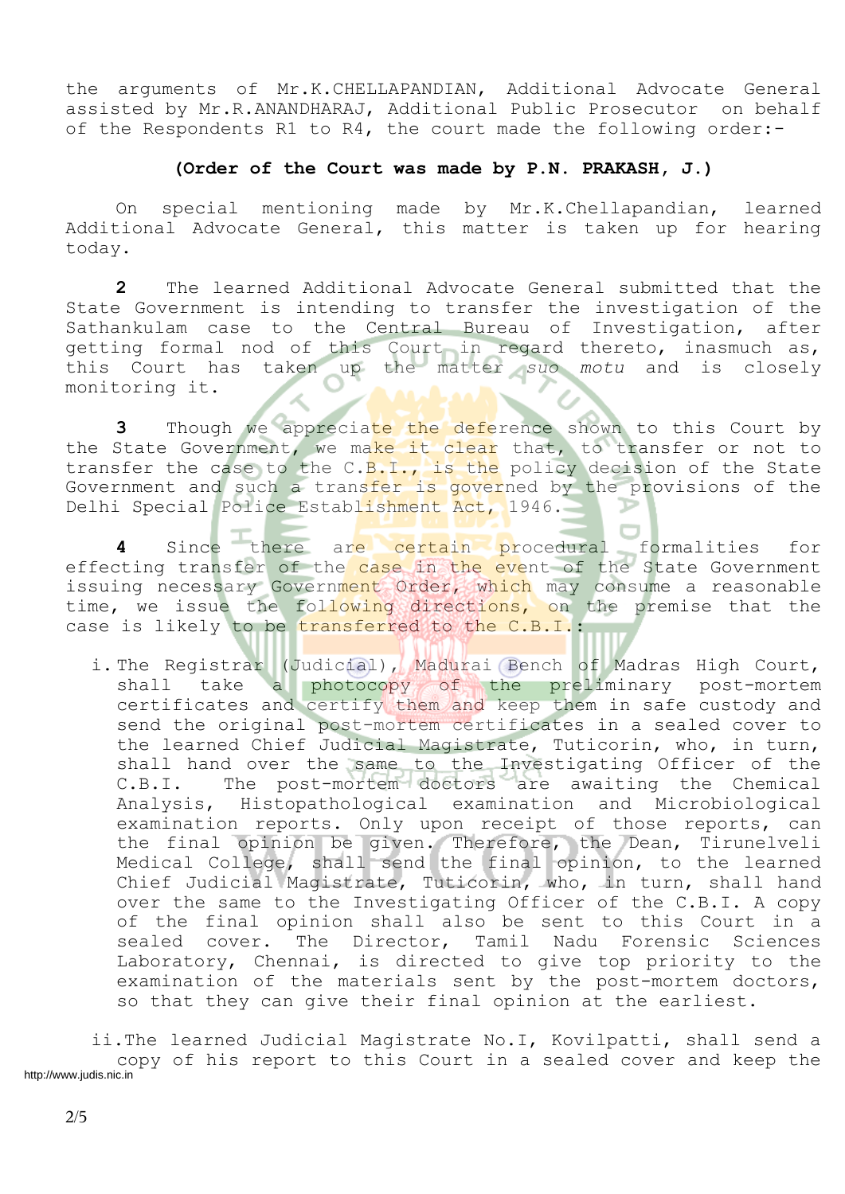the arguments of Mr.K.CHELLAPANDIAN, Additional Advocate General assisted by Mr.R.ANANDHARAJ, Additional Public Prosecutor on behalf of the Respondents R1 to R4, the court made the following order:-

**(Order of the Court was made by P.N. PRAKASH, J.)**

On special mentioning made by Mr.K.Chellapandian, learned Additional Advocate General, this matter is taken up for hearing today.

**2** The learned Additional Advocate General submitted that the State Government is intending to transfer the investigation of the Sathankulam case to the Central Bureau of Investigation, after getting formal nod of this Court in regard thereto, inasmuch as, this Court has taken up the matter *suo motu* and is closely monitoring it.

**3** Though we appreciate the deference shown to this Court by the State Government, we make it clear that, to transfer or not to transfer the case to the C.B.I., is the policy decision of the State Government and such a transfer is governed by the provisions of the Delhi Special Police Establishment Act, 1946.

**4** Since there are certain procedural formalities for effecting transfer of the case in the event of the State Government issuing necessary Government Order, which may consume a reasonable time, we issue the following directions, on the premise that the case is likely to be transferred to the C.B.I.:

i. The Registrar (Judicial), Madurai Bench of Madras High Court, shall take a photocopy of the preliminary post-mortem certificates and certify them and keep them in safe custody and send the original post-mortem certificates in a sealed cover to the learned Chief Judicial Magistrate, Tuticorin, who, in turn, shall hand over the same to the Investigating Officer of the C.B.I. The post-mortem doctors are awaiting the Chemical Analysis, Histopathological examination and Microbiological examination reports. Only upon receipt of those reports, can the final opinion be given. Therefore, the Dean, Tirunelveli Medical College, shall send the final opinion, to the learned Chief Judicial Magistrate, Tuticorin, who, in turn, shall hand over the same to the Investigating Officer of the C.B.I. A copy of the final opinion shall also be sent to this Court in a sealed cover. The Director, Tamil Nadu Forensic Sciences Laboratory, Chennai, is directed to give top priority to the examination of the materials sent by the post-mortem doctors, so that they can give their final opinion at the earliest.

ii. The learned Judicial Magistrate No.I, Kovilpatti, shall send a copy of his report to this Court in a sealed cover and keep the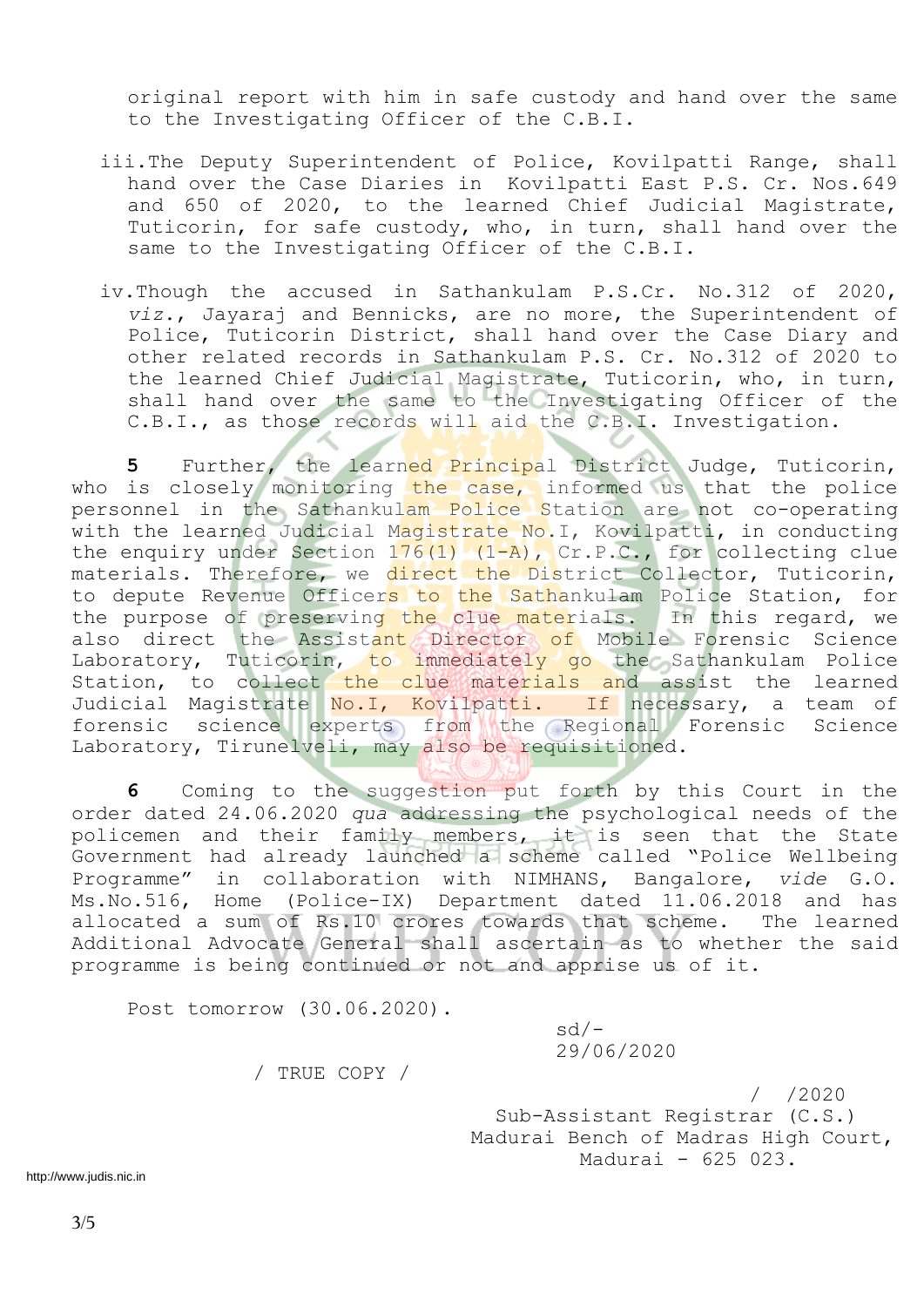original report with him in safe custody and hand over the same to the Investigating Officer of the C.B.I.

iii. The Deputy Superintendent of Police, Kovilpatti Range, shall hand over the Case Diaries in Kovilpatti East P.S. Cr. Nos.649 and 650 of 2020, to the learned Chief Judicial Magistrate, Tuticorin, for safe custody, who, in turn, shall hand over the same to the Investigating Officer of the C.B.I.

iv. Though the accused in Sathankulam P.S.Cr. No.312 of 2020, *viz*., Jayaraj and Bennicks, are no more, the Superintendent of Police, Tuticorin District, shall hand over the Case Diary and other related records in Sathankulam P.S. Cr. No.312 of 2020 to the learned Chief Judicial Magistrate, Tuticorin, who, in turn, shall hand over the same to the Investigating Officer of the C.B.I., as those records will aid the C.B.I. Investigation.

**5** Further, the learned Principal District Judge, Tuticorin, who is closely monitoring the case, informed us that the police personnel in the Sathankulam Police Station are not co-operating with the learned Judicial Magistrate No.I, Kovilpatti, in conducting the enquiry under Section 176(1) (1-A), Cr.P.C., for collecting clue materials. Therefore, we direct the District Collector, Tuticorin, to depute Revenue Officers to the Sathankulam Police Station, for the purpose of preserving the clue materials. In this regard, we also direct the Assistant Director of Mobile Forensic Science Laboratory, Tuticorin, to immediately go the Sathankulam Police Station, to collect the clue materials and assist the learned Judicial Magistrate No.I, Kovilpatti. If necessary, a team of forensic science experts from the Regional Forensic Science Laboratory, Tirunelveli, may also be requisitioned.

**6** Coming to the suggestion put forth by this Court in the order dated 24.06.2020 *qua* addressing the psychological needs of the policemen and their family members, it is seen that the State Government had already launched a scheme called "Police Wellbeing Programme" in collaboration with NIMHANS, Bangalore, *vide* G.O. Ms.No.516, Home (Police-IX) Department dated 11.06.2018 and has allocated a sum of Rs.10 crores towards that scheme. The learned Additional Advocate General shall ascertain as to whether the said programme is being continued or not and apprise us of it.

Post tomorrow (30.06.2020).

sd/-
29/06/2020

/ TRUE COPY /

/ /2020
Sub-Assistant Registrar (C.S.)
Madurai Bench of Madras High Court,
Madurai - 625 023.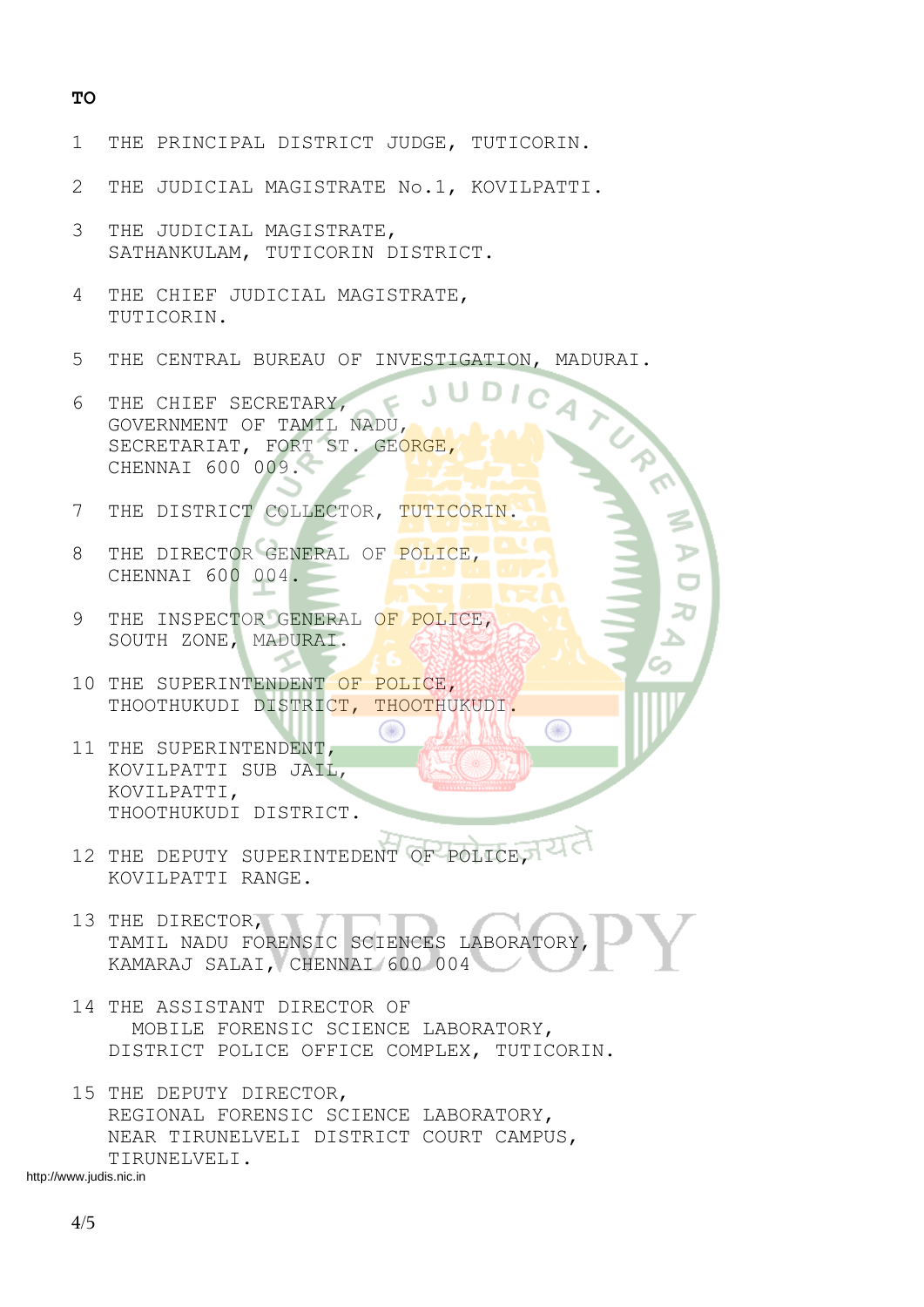**TO**

1. THE PRINCIPAL DISTRICT JUDGE, TUTICORIN.

2. THE JUDICIAL MAGISTRATE No.1, KOVILPATTI.

3. THE JUDICIAL MAGISTRATE,
   SATHANKULAM, TUTICORIN DISTRICT.

4. THE CHIEF JUDICIAL MAGISTRATE,
   TUTICORIN.

5. THE CENTRAL BUREAU OF INVESTIGATION, MADURAI.

6. THE CHIEF SECRETARY,
   GOVERNMENT OF TAMIL NADU,
   SECRETARIAT, FORT ST. GEORGE,
   CHENNAI 600 009.

7. THE DISTRICT COLLECTOR, TUTICORIN.

8. THE DIRECTOR GENERAL OF POLICE,
   CHENNAI 600 004.

9. THE INSPECTOR GENERAL OF POLICE,
   SOUTH ZONE, MADURAI.

10. THE SUPERINTENDENT OF POLICE,
    THOOTHUKUDI DISTRICT, THOOTHUKUDI.

11. THE SUPERINTENDENT,
    KOVILPATTI SUB JAIL,
    KOVILPATTI,
    THOOTHUKUDI DISTRICT.

12. THE DEPUTY SUPERINTEDENT OF POLICE,
    KOVILPATTI RANGE.

13. THE DIRECTOR,
    TAMIL NADU FORENSIC SCIENCES LABORATORY,
    KAMARAJ SALAI, CHENNAI 600 004

14. THE ASSISTANT DIRECTOR OF
    MOBILE FORENSIC SCIENCE LABORATORY,
    DISTRICT POLICE OFFICE COMPLEX, TUTICORIN.

15. THE DEPUTY DIRECTOR,
    REGIONAL FORENSIC SCIENCE LABORATORY,
    NEAR TIRUNELVELI DISTRICT COURT CAMPUS,
    TIRUNELVELI.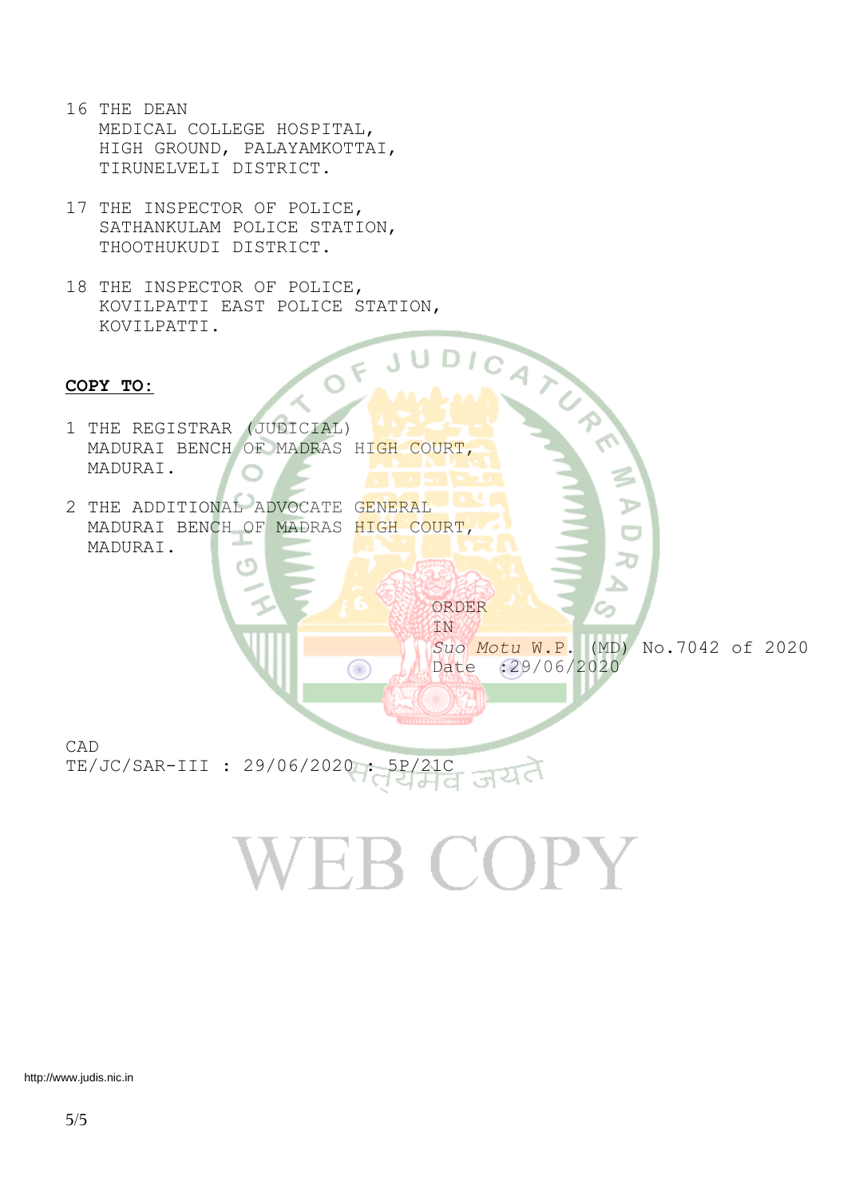16 THE DEAN
MEDICAL COLLEGE HOSPITAL,
HIGH GROUND, PALAYAMKOTTAI,
TIRUNELVELI DISTRICT.

17 THE INSPECTOR OF POLICE,
SATHANKULAM POLICE STATION,
THOOTHUKUDI DISTRICT.

18 THE INSPECTOR OF POLICE,
KOVILPATTI EAST POLICE STATION,
KOVILPATTI.

**COPY TO:**

1 THE REGISTRAR (JUDICIAL)
MADURAI BENCH OF MADRAS HIGH COURT,
MADURAI.

2 THE ADDITIONAL ADVOCATE GENERAL
MADURAI BENCH OF MADRAS HIGH COURT,
MADURAI.

ORDER
IN
*Suo Motu* W.P. (MD) No.7042 of 2020
Date :29/06/2020

CAD
TE/JC/SAR-III : 29/06/2020 : 5P/21C

http://www.judis.nic.in